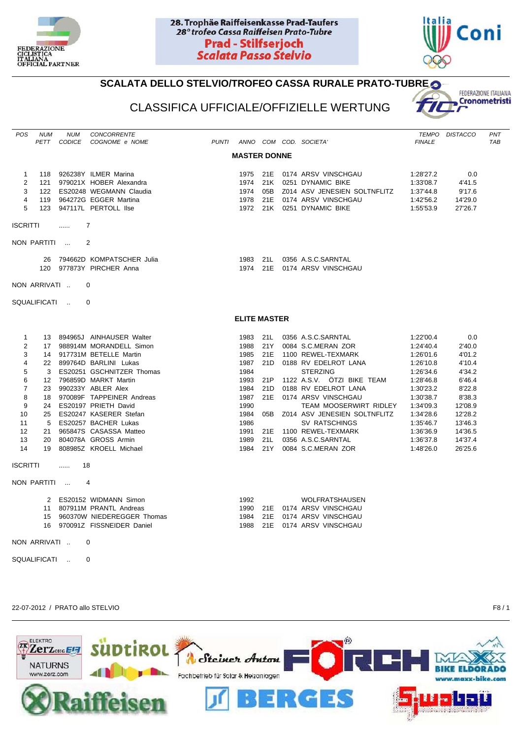28. Trophäe Raiffeisenkasse Prad-Taufers
28° trofeo Cassa Raiffeisen Prato-Tubre
Prad - Stilfserjoch
Scalata Passo Stelvio

# SCALATA DELLO STELVIO/TROFEO CASSA RURALE PRATO-TUBRE

## CLASSIFICA UFFICIALE/OFFIZIELLE WERTUNG

### MASTER DONNE

| POS | NUM PETT | NUM CODICE | CONCORRENTE COGNOME e NOME | PUNTI | ANNO | COM | COD. | SOCIETA' | TEMPO FINALE | DISTACCO | PNT TAB |
|---|---|---|---|---|---|---|---|---|---|---|---|
| 1 | 118 | 926238Y | ILMER Marina | | 1975 | 21E | 0174 | ARSV VINSCHGAU | 1:28'27.2 | 0.0 | |
| 2 | 121 | 979021X | HOBER Alexandra | | 1974 | 21K | 0251 | DYNAMIC BIKE | 1:33'08.7 | 4'41.5 | |
| 3 | 122 | ES20248 | WEGMANN Claudia | | 1974 | 05B | Z014 | ASV JENESIEN SOLTNFLITZ | 1:37'44.8 | 9'17.6 | |
| 4 | 119 | 964272G | EGGER Martina | | 1978 | 21E | 0174 | ARSV VINSCHGAU | 1:42'56.2 | 14'29.0 | |
| 5 | 123 | 947117L | PERTOLL Ilse | | 1972 | 21K | 0251 | DYNAMIC BIKE | 1:55'53.9 | 27'26.7 | |

ISCRITTI ...... 7

NON PARTITI ... 2

| NUM PETT | NUM CODICE | COGNOME e NOME | ANNO | COM | COD. | SOCIETA' |
|---|---|---|---|---|---|---|
| 26 | 794662D | KOMPATSCHER Julia | 1983 | 21L | 0356 | A.S.C.SARNTAL |
| 120 | 977873Y | PIRCHER Anna | 1974 | 21E | 0174 | ARSV VINSCHGAU |

NON ARRIVATI .. 0

SQUALIFICATI .. 0

### ELITE MASTER

| POS | NUM PETT | NUM CODICE | CONCORRENTE COGNOME e NOME | PUNTI | ANNO | COM | COD. | SOCIETA' | TEMPO FINALE | DISTACCO | PNT TAB |
|---|---|---|---|---|---|---|---|---|---|---|---|
| 1 | 13 | 894965J | AINHAUSER Walter | | 1983 | 21L | 0356 | A.S.C.SARNTAL | 1:22'00.4 | 0.0 | |
| 2 | 17 | 988914M | MORANDELL Simon | | 1988 | 21Y | 0084 | S.C.MERAN ZOR | 1:24'40.4 | 2'40.0 | |
| 3 | 14 | 917731M | BETELLE Martin | | 1985 | 21E | 1100 | REWEL-TEXMARK | 1:26'01.6 | 4'01.2 | |
| 4 | 22 | 899764D | BARLINI Lukas | | 1987 | 21D | 0188 | RV EDELROT LANA | 1:26'10.8 | 4'10.4 | |
| 5 | 3 | ES20251 | GSCHNITZER Thomas | | 1984 | | | STERZING | 1:26'34.6 | 4'34.2 | |
| 6 | 12 | 796859D | MARKT Martin | | 1993 | 21P | 1122 | A.S.V. ÖTZI BIKE TEAM | 1:28'46.8 | 6'46.4 | |
| 7 | 23 | 990233Y | ABLER Alex | | 1984 | 21D | 0188 | RV EDELROT LANA | 1:30'23.2 | 8'22.8 | |
| 8 | 18 | 970089F | TAPPEINER Andreas | | 1987 | 21E | 0174 | ARSV VINSCHGAU | 1:30'38.7 | 8'38.3 | |
| 9 | 24 | ES20197 | PRIETH David | | 1990 | | | TEAM MOOSERWIRT RIDLEY | 1:34'09.3 | 12'08.9 | |
| 10 | 25 | ES20247 | KASERER Stefan | | 1984 | 05B | Z014 | ASV JENESIEN SOLTNFLITZ | 1:34'28.6 | 12'28.2 | |
| 11 | 5 | ES20257 | BACHER Lukas | | 1986 | | | SV RATSCHINGS | 1:35'46.7 | 13'46.3 | |
| 12 | 21 | 965847S | CASASSA Matteo | | 1991 | 21E | 1100 | REWEL-TEXMARK | 1:36'36.9 | 14'36.5 | |
| 13 | 20 | 804078A | GROSS Armin | | 1989 | 21L | 0356 | A.S.C.SARNTAL | 1:36'37.8 | 14'37.4 | |
| 14 | 19 | 808985Z | KROELL Michael | | 1984 | 21Y | 0084 | S.C.MERAN ZOR | 1:48'26.0 | 26'25.6 | |

ISCRITTI ...... 18

NON PARTITI ... 4

| NUM PETT | NUM CODICE | COGNOME e NOME | ANNO | COM | COD. | SOCIETA' |
|---|---|---|---|---|---|---|
| 2 | ES20152 | WIDMANN Simon | 1992 | | | WOLFRATSHAUSEN |
| 11 | 807911M | PRANTL Andreas | 1990 | 21E | 0174 | ARSV VINSCHGAU |
| 15 | 960370W | NIEDEREGGER Thomas | 1984 | 21E | 0174 | ARSV VINSCHGAU |
| 16 | 970091Z | FISSNEIDER Daniel | 1988 | 21E | 0174 | ARSV VINSCHGAU |

NON ARRIVATI .. 0

SQUALIFICATI .. 0

22-07-2012 / PRATO allo STELVIO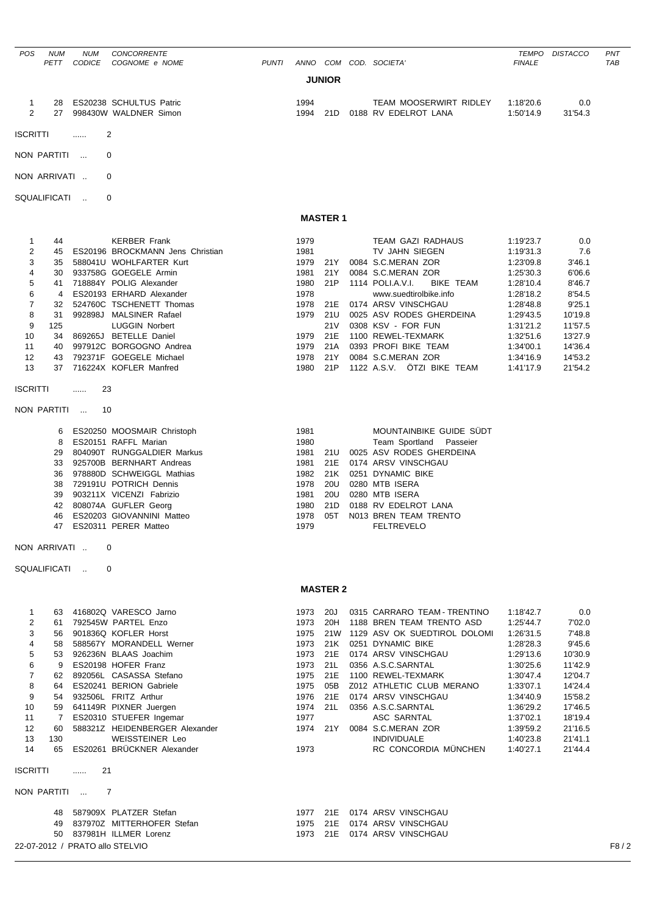| POS | NUM PETT | NUM CODICE | CONCORRENTE COGNOME e NOME | PUNTI | ANNO | COM | COD. | SOCIETA' | TEMPO FINALE | DISTACCO | PNT TAB |
|---|---|---|---|---|---|---|---|---|---|---|---|

## JUNIOR

| POS | NUM PETT | NUM CODICE | COGNOME e NOME | ANNO | COM | COD. | SOCIETA' | TEMPO FINALE | DISTACCO |
|---|---|---|---|---|---|---|---|---|---|
| 1 | 28 | ES20238 | SCHULTUS Patric | 1994 | | | TEAM MOOSERWIRT RIDLEY | 1:18'20.6 | 0.0 |
| 2 | 27 | 998430W | WALDNER Simon | 1994 | 21D | 0188 | RV EDELROT LANA | 1:50'14.9 | 31'54.3 |

ISCRITTI ...... 2

NON PARTITI ... 0

NON ARRIVATI .. 0

SQUALIFICATI .. 0

## MASTER 1

| POS | NUM PETT | NUM CODICE | COGNOME e NOME | ANNO | COM | COD. | SOCIETA' | TEMPO FINALE | DISTACCO |
|---|---|---|---|---|---|---|---|---|---|
| 1 | 44 | | KERBER Frank | 1979 | | | TEAM GAZI RADHAUS | 1:19'23.7 | 0.0 |
| 2 | 45 | ES20196 | BROCKMANN Jens Christian | 1981 | | | TV JAHN SIEGEN | 1:19'31.3 | 7.6 |
| 3 | 35 | 588041U | WOHLFARTER Kurt | 1979 | 21Y | 0084 | S.C.MERAN ZOR | 1:23'09.8 | 3'46.1 |
| 4 | 30 | 933758G | GOEGELE Armin | 1981 | 21Y | 0084 | S.C.MERAN ZOR | 1:25'30.3 | 6'06.6 |
| 5 | 41 | 718884Y | POLIG Alexander | 1980 | 21P | 1114 | POLI.A.V.I. BIKE TEAM | 1:28'10.4 | 8'46.7 |
| 6 | 4 | ES20193 | ERHARD Alexander | 1978 | | | www.suedtirolbike.info | 1:28'18.2 | 8'54.5 |
| 7 | 32 | 524760C | TSCHENETT Thomas | 1978 | 21E | 0174 | ARSV VINSCHGAU | 1:28'48.8 | 9'25.1 |
| 8 | 31 | 992898J | MALSINER Rafael | 1979 | 21U | 0025 | ASV RODES GHERDEINA | 1:29'43.5 | 10'19.8 |
| 9 | 125 | | LUGGIN Norbert | | 21V | 0308 | KSV - FOR FUN | 1:31'21.2 | 11'57.5 |
| 10 | 34 | 869265J | BETELLE Daniel | 1979 | 21E | 1100 | REWEL-TEXMARK | 1:32'51.6 | 13'27.9 |
| 11 | 40 | 997912C | BORGOGNO Andrea | 1979 | 21A | 0393 | PROFI BIKE TEAM | 1:34'00.1 | 14'36.4 |
| 12 | 43 | 792371F | GOEGELE Michael | 1978 | 21Y | 0084 | S.C.MERAN ZOR | 1:34'16.9 | 14'53.2 |
| 13 | 37 | 716224X | KOFLER Manfred | 1980 | 21P | 1122 | A.S.V. ÖTZI BIKE TEAM | 1:41'17.9 | 21'54.2 |

ISCRITTI ...... 23

NON PARTITI ... 10

| NUM PETT | NUM CODICE | COGNOME e NOME | ANNO | COM | COD. | SOCIETA' |
|---|---|---|---|---|---|---|
| 6 | ES20250 | MOOSMAIR Christoph | 1981 | | | MOUNTAINBIKE GUIDE SÜDT |
| 8 | ES20151 | RAFFL Marian | 1980 | | | Team Sportland Passeier |
| 29 | 804090T | RUNGGALDIER Markus | 1981 | 21U | 0025 | ASV RODES GHERDEINA |
| 33 | 925700B | BERNHART Andreas | 1981 | 21E | 0174 | ARSV VINSCHGAU |
| 36 | 978880D | SCHWEIGGL Mathias | 1982 | 21K | 0251 | DYNAMIC BIKE |
| 38 | 729191U | POTRICH Dennis | 1978 | 20U | 0280 | MTB ISERA |
| 39 | 903211X | VICENZI Fabrizio | 1981 | 20U | 0280 | MTB ISERA |
| 42 | 808074A | GUFLER Georg | 1980 | 21D | 0188 | RV EDELROT LANA |
| 46 | ES20203 | GIOVANNINI Matteo | 1978 | 05T | N013 | BREN TEAM TRENTO |
| 47 | ES20311 | PERER Matteo | 1979 | | | FELTREVELO |

NON ARRIVATI .. 0

SQUALIFICATI .. 0

## MASTER 2

| POS | NUM PETT | NUM CODICE | COGNOME e NOME | ANNO | COM | COD. | SOCIETA' | TEMPO FINALE | DISTACCO |
|---|---|---|---|---|---|---|---|---|---|
| 1 | 63 | 416802Q | VARESCO Jarno | 1973 | 20J | 0315 | CARRARO TEAM - TRENTINO | 1:18'42.7 | 0.0 |
| 2 | 61 | 792545W | PARTEL Enzo | 1973 | 20H | 1188 | BREN TEAM TRENTO ASD | 1:25'44.7 | 7'02.0 |
| 3 | 56 | 901836Q | KOFLER Horst | 1975 | 21W | 1129 | ASV OK SUEDTIROL DOLOMI | 1:26'31.5 | 7'48.8 |
| 4 | 58 | 588567Y | MORANDELL Werner | 1973 | 21K | 0251 | DYNAMIC BIKE | 1:28'28.3 | 9'45.6 |
| 5 | 53 | 926236N | BLAAS Joachim | 1973 | 21E | 0174 | ARSV VINSCHGAU | 1:29'13.6 | 10'30.9 |
| 6 | 9 | ES20198 | HOFER Franz | 1973 | 21L | 0356 | A.S.C.SARNTAL | 1:30'25.6 | 11'42.9 |
| 7 | 62 | 892056L | CASASSA Stefano | 1975 | 21E | 1100 | REWEL-TEXMARK | 1:30'47.4 | 12'04.7 |
| 8 | 64 | ES20241 | BERION Gabriele | 1975 | 05B | Z012 | ATHLETIC CLUB MERANO | 1:33'07.1 | 14'24.4 |
| 9 | 54 | 932506L | FRITZ Arthur | 1976 | 21E | 0174 | ARSV VINSCHGAU | 1:34'40.9 | 15'58.2 |
| 10 | 59 | 641149R | PIXNER Juergen | 1974 | 21L | 0356 | A.S.C.SARNTAL | 1:36'29.2 | 17'46.5 |
| 11 | 7 | ES20310 | STUEFER Ingemar | 1977 | | | ASC SARNTAL | 1:37'02.1 | 18'19.4 |
| 12 | 60 | 588321Z | HEIDENBERGER Alexander | 1974 | 21Y | 0084 | S.C.MERAN ZOR | 1:39'59.2 | 21'16.5 |
| 13 | 130 | | WEISSTEINER Leo | | | | INDIVIDUALE | 1:40'23.8 | 21'41.1 |
| 14 | 65 | ES20261 | BRÜCKNER Alexander | 1973 | | | RC CONCORDIA MÜNCHEN | 1:40'27.1 | 21'44.4 |

ISCRITTI ...... 21

NON PARTITI ... 7

| NUM PETT | NUM CODICE | COGNOME e NOME | ANNO | COM | COD. | SOCIETA' |
|---|---|---|---|---|---|---|
| 48 | 587909X | PLATZER Stefan | 1977 | 21E | 0174 | ARSV VINSCHGAU |
| 49 | 837970Z | MITTERHOFER Stefan | 1975 | 21E | 0174 | ARSV VINSCHGAU |
| 50 | 837981H | ILLMER Lorenz | 1973 | 21E | 0174 | ARSV VINSCHGAU |

22-07-2012 / PRATO allo STELVIO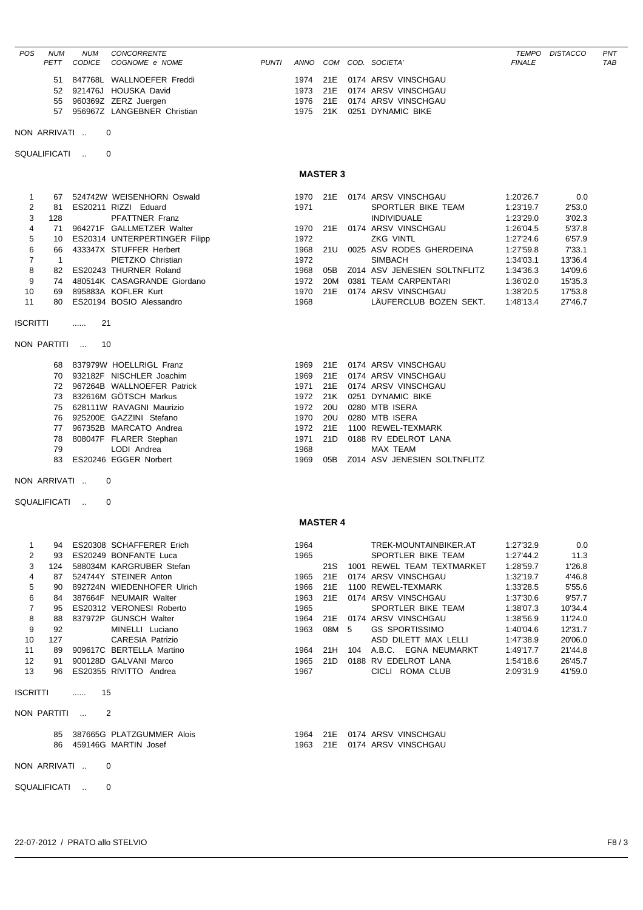| POS | NUM PETT | NUM CODICE | CONCORRENTE COGNOME e NOME | PUNTI | ANNO | COM | COD. | SOCIETA' | TEMPO FINALE | DISTACCO | PNT TAB |
|---|---|---|---|---|---|---|---|---|---|---|---|
| | 51 | 847768L | WALLNOEFER Freddi | | 1974 | 21E | 0174 | ARSV VINSCHGAU | | | |
| | 52 | 921476J | HOUSKA David | | 1973 | 21E | 0174 | ARSV VINSCHGAU | | | |
| | 55 | 960369Z | ZERZ Juergen | | 1976 | 21E | 0174 | ARSV VINSCHGAU | | | |
| | 57 | 956967Z | LANGEBNER Christian | | 1975 | 21K | 0251 | DYNAMIC BIKE | | | |

NON ARRIVATI .. 0

SQUALIFICATI .. 0

## MASTER 3

| POS | NUM PETT | NUM CODICE | CONCORRENTE COGNOME e NOME | PUNTI | ANNO | COM | COD. | SOCIETA' | TEMPO FINALE | DISTACCO | PNT TAB |
|---|---|---|---|---|---|---|---|---|---|---|---|
| 1 | 67 | 524742W | WEISENHORN Oswald | | 1970 | 21E | 0174 | ARSV VINSCHGAU | 1:20'26.7 | 0.0 | |
| 2 | 81 | ES20211 | RIZZI Eduard | | 1971 | | | SPORTLER BIKE TEAM | 1:23'19.7 | 2'53.0 | |
| 3 | 128 | | PFATTNER Franz | | | | | INDIVIDUALE | 1:23'29.0 | 3'02.3 | |
| 4 | 71 | 964271F | GALLMETZER Walter | | 1970 | 21E | 0174 | ARSV VINSCHGAU | 1:26'04.5 | 5'37.8 | |
| 5 | 10 | ES20314 | UNTERPERTINGER Filipp | | 1972 | | | ZKG VINTL | 1:27'24.6 | 6'57.9 | |
| 6 | 66 | 433347X | STUFFER Herbert | | 1968 | 21U | 0025 | ASV RODES GHERDEINA | 1:27'59.8 | 7'33.1 | |
| 7 | 1 | | PIETZKO Christian | | 1972 | | | SIMBACH | 1:34'03.1 | 13'36.4 | |
| 8 | 82 | ES20243 | THURNER Roland | | 1968 | 05B | Z014 | ASV JENESIEN SOLTNFLITZ | 1:34'36.3 | 14'09.6 | |
| 9 | 74 | 480514K | CASAGRANDE Giordano | | 1972 | 20M | 0381 | TEAM CARPENTARI | 1:36'02.0 | 15'35.3 | |
| 10 | 69 | 895883A | KOFLER Kurt | | 1970 | 21E | 0174 | ARSV VINSCHGAU | 1:38'20.5 | 17'53.8 | |
| 11 | 80 | ES20194 | BOSIO Alessandro | | 1968 | | | LÄUFERCLUB BOZEN SEKT. | 1:48'13.4 | 27'46.7 | |

ISCRITTI ...... 21

NON PARTITI ... 10

| NUM PETT | NUM CODICE | COGNOME e NOME | ANNO | COM | COD. | SOCIETA' |
|---|---|---|---|---|---|---|
| 68 | 837979W | HOELLRIGL Franz | 1969 | 21E | 0174 | ARSV VINSCHGAU |
| 70 | 932182F | NISCHLER Joachim | 1969 | 21E | 0174 | ARSV VINSCHGAU |
| 72 | 967264B | WALLNOEFER Patrick | 1971 | 21E | 0174 | ARSV VINSCHGAU |
| 73 | 832616M | GÖTSCH Markus | 1972 | 21K | 0251 | DYNAMIC BIKE |
| 75 | 628111W | RAVAGNI Maurizio | 1972 | 20U | 0280 | MTB ISERA |
| 76 | 925200E | GAZZINI Stefano | 1970 | 20U | 0280 | MTB ISERA |
| 77 | 967352B | MARCATO Andrea | 1972 | 21E | 1100 | REWEL-TEXMARK |
| 78 | 808047F | FLARER Stephan | 1971 | 21D | 0188 | RV EDELROT LANA |
| 79 | | LODI Andrea | 1968 | | | MAX TEAM |
| 83 | ES20246 | EGGER Norbert | 1969 | 05B | Z014 | ASV JENESIEN SOLTNFLITZ |

NON ARRIVATI .. 0

SQUALIFICATI .. 0

## MASTER 4

| POS | NUM PETT | NUM CODICE | CONCORRENTE COGNOME e NOME | PUNTI | ANNO | COM | COD. | SOCIETA' | TEMPO FINALE | DISTACCO | PNT TAB |
|---|---|---|---|---|---|---|---|---|---|---|---|
| 1 | 94 | ES20308 | SCHAFFERER Erich | | 1964 | | | TREK-MOUNTAINBIKER.AT | 1:27'32.9 | 0.0 | |
| 2 | 93 | ES20249 | BONFANTE Luca | | 1965 | | | SPORTLER BIKE TEAM | 1:27'44.2 | 11.3 | |
| 3 | 124 | 588034M | KARGRUBER Stefan | | | 21S | 1001 | REWEL TEAM TEXTMARKET | 1:28'59.7 | 1'26.8 | |
| 4 | 87 | 524744Y | STEINER Anton | | 1965 | 21E | 0174 | ARSV VINSCHGAU | 1:32'19.7 | 4'46.8 | |
| 5 | 90 | 892724N | WIEDENHOFER Ulrich | | 1966 | 21E | 1100 | REWEL-TEXMARK | 1:33'28.5 | 5'55.6 | |
| 6 | 84 | 387664F | NEUMAIR Walter | | 1963 | 21E | 0174 | ARSV VINSCHGAU | 1:37'30.6 | 9'57.7 | |
| 7 | 95 | ES20312 | VERONESI Roberto | | 1965 | | | SPORTLER BIKE TEAM | 1:38'07.3 | 10'34.4 | |
| 8 | 88 | 837972P | GUNSCH Walter | | 1964 | 21E | 0174 | ARSV VINSCHGAU | 1:38'56.9 | 11'24.0 | |
| 9 | 92 | | MINELLI Luciano | | 1963 | 08M | 5 | GS SPORTISSIMO | 1:40'04.6 | 12'31.7 | |
| 10 | 127 | | CARESIA Patrizio | | | | | ASD DILETT MAX LELLI | 1:47'38.9 | 20'06.0 | |
| 11 | 89 | 909617C | BERTELLA Martino | | 1964 | 21H | 104 | A.B.C. EGNA NEUMARKT | 1:49'17.7 | 21'44.8 | |
| 12 | 91 | 900128D | GALVANI Marco | | 1965 | 21D | 0188 | RV EDELROT LANA | 1:54'18.6 | 26'45.7 | |
| 13 | 96 | ES20355 | RIVITTO Andrea | | 1967 | | | CICLI ROMA CLUB | 2:09'31.9 | 41'59.0 | |

ISCRITTI ...... 15

NON PARTITI ... 2

| NUM PETT | NUM CODICE | COGNOME e NOME | ANNO | COM | COD. | SOCIETA' |
|---|---|---|---|---|---|---|
| 85 | 387665G | PLATZGUMMER Alois | 1964 | 21E | 0174 | ARSV VINSCHGAU |
| 86 | 459146G | MARTIN Josef | 1963 | 21E | 0174 | ARSV VINSCHGAU |

NON ARRIVATI .. 0

SQUALIFICATI .. 0

22-07-2012 / PRATO allo STELVIO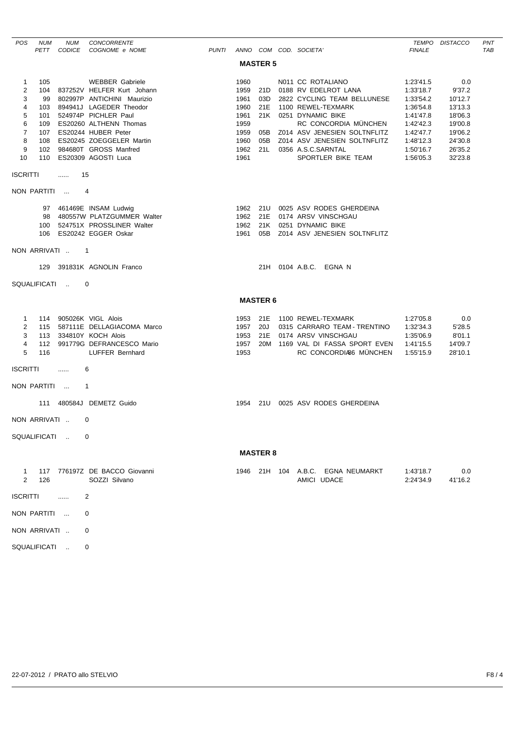| POS | NUM PETT | NUM CODICE | CONCORRENTE COGNOME e NOME | PUNTI | ANNO | COM | COD. SOCIETA' | TEMPO FINALE | DISTACCO | PNT TAB |
|---|---|---|---|---|---|---|---|---|---|---|

## MASTER 5

| POS | NUM PETT | NUM CODICE | CONCORRENTE COGNOME e NOME | PUNTI | ANNO | COM | COD. SOCIETA' | TEMPO FINALE | DISTACCO | PNT TAB |
|---|---|---|---|---|---|---|---|---|---|---|
| 1 | 105 | | WEBBER Gabriele | | 1960 | | N011 CC ROTALIANO | 1:23'41.5 | 0.0 | |
| 2 | 104 | 837252V | HELFER Kurt Johann | | 1959 | 21D | 0188 RV EDELROT LANA | 1:33'18.7 | 9'37.2 | |
| 3 | 99 | 802997P | ANTICHINI Maurizio | | 1961 | 03D | 2822 CYCLING TEAM BELLUNESE | 1:33'54.2 | 10'12.7 | |
| 4 | 103 | 894941J | LAGEDER Theodor | | 1960 | 21E | 1100 REWEL-TEXMARK | 1:36'54.8 | 13'13.3 | |
| 5 | 101 | 524974P | PICHLER Paul | | 1961 | 21K | 0251 DYNAMIC BIKE | 1:41'47.8 | 18'06.3 | |
| 6 | 109 | ES20260 | ALTHENN Thomas | | 1959 | | RC CONCORDIA MÜNCHEN | 1:42'42.3 | 19'00.8 | |
| 7 | 107 | ES20244 | HUBER Peter | | 1959 | 05B | Z014 ASV JENESIEN SOLTNFLITZ | 1:42'47.7 | 19'06.2 | |
| 8 | 108 | ES20245 | ZOEGGELER Martin | | 1960 | 05B | Z014 ASV JENESIEN SOLTNFLITZ | 1:48'12.3 | 24'30.8 | |
| 9 | 102 | 984680T | GROSS Manfred | | 1962 | 21L | 0356 A.S.C.SARNTAL | 1:50'16.7 | 26'35.2 | |
| 10 | 110 | ES20309 | AGOSTI Luca | | 1961 | | SPORTLER BIKE TEAM | 1:56'05.3 | 32'23.8 | |

ISCRITTI ...... 15

NON PARTITI ... 4

| NUM PETT | NUM CODICE | COGNOME e NOME | ANNO | COM | COD. SOCIETA' |
|---|---|---|---|---|---|
| 97 | 461469E | INSAM Ludwig | 1962 | 21U | 0025 ASV RODES GHERDEINA |
| 98 | 480557W | PLATZGUMMER Walter | 1962 | 21E | 0174 ARSV VINSCHGAU |
| 100 | 524751X | PROSSLINER Walter | 1962 | 21K | 0251 DYNAMIC BIKE |
| 106 | ES20242 | EGGER Oskar | 1961 | 05B | Z014 ASV JENESIEN SOLTNFLITZ |

NON ARRIVATI .. 1

| NUM PETT | NUM CODICE | COGNOME e NOME | ANNO | COM | COD. SOCIETA' |
|---|---|---|---|---|---|
| 129 | 391831K | AGNOLIN Franco | | 21H | 0104 A.B.C. EGNA N |

SQUALIFICATI .. 0

## MASTER 6

| POS | NUM PETT | NUM CODICE | CONCORRENTE COGNOME e NOME | PUNTI | ANNO | COM | COD. SOCIETA' | TEMPO FINALE | DISTACCO | PNT TAB |
|---|---|---|---|---|---|---|---|---|---|---|
| 1 | 114 | 905026K | VIGL Alois | | 1953 | 21E | 1100 REWEL-TEXMARK | 1:27'05.8 | 0.0 | |
| 2 | 115 | 587111E | DELLAGIACOMA Marco | | 1957 | 20J | 0315 CARRARO TEAM - TRENTINO | 1:32'34.3 | 5'28.5 | |
| 3 | 113 | 334810Y | KOCH Alois | | 1953 | 21E | 0174 ARSV VINSCHGAU | 1:35'06.9 | 8'01.1 | |
| 4 | 112 | 991779G | DEFRANCESCO Mario | | 1957 | 20M | 1169 VAL DI FASSA SPORT EVEN | 1:41'15.5 | 14'09.7 | |
| 5 | 116 | | LUFFER Bernhard | | 1953 | | RC CONCORDIA86 MÜNCHEN | 1:55'15.9 | 28'10.1 | |

ISCRITTI ...... 6

NON PARTITI ... 1

| NUM PETT | NUM CODICE | COGNOME e NOME | ANNO | COM | COD. SOCIETA' |
|---|---|---|---|---|---|
| 111 | 480584J | DEMETZ Guido | 1954 | 21U | 0025 ASV RODES GHERDEINA |

NON ARRIVATI .. 0

SQUALIFICATI .. 0

## MASTER 8

| POS | NUM PETT | NUM CODICE | CONCORRENTE COGNOME e NOME | PUNTI | ANNO | COM | COD. SOCIETA' | TEMPO FINALE | DISTACCO | PNT TAB |
|---|---|---|---|---|---|---|---|---|---|---|
| 1 | 117 | 776197Z | DE BACCO Giovanni | | 1946 | 21H | 104 A.B.C. EGNA NEUMARKT | 1:43'18.7 | 0.0 | |
| 2 | 126 | | SOZZI Silvano | | | | AMICI UDACE | 2:24'34.9 | 41'16.2 | |

ISCRITTI ...... 2

NON PARTITI ... 0

NON ARRIVATI .. 0

SQUALIFICATI .. 0

22-07-2012 / PRATO allo STELVIO